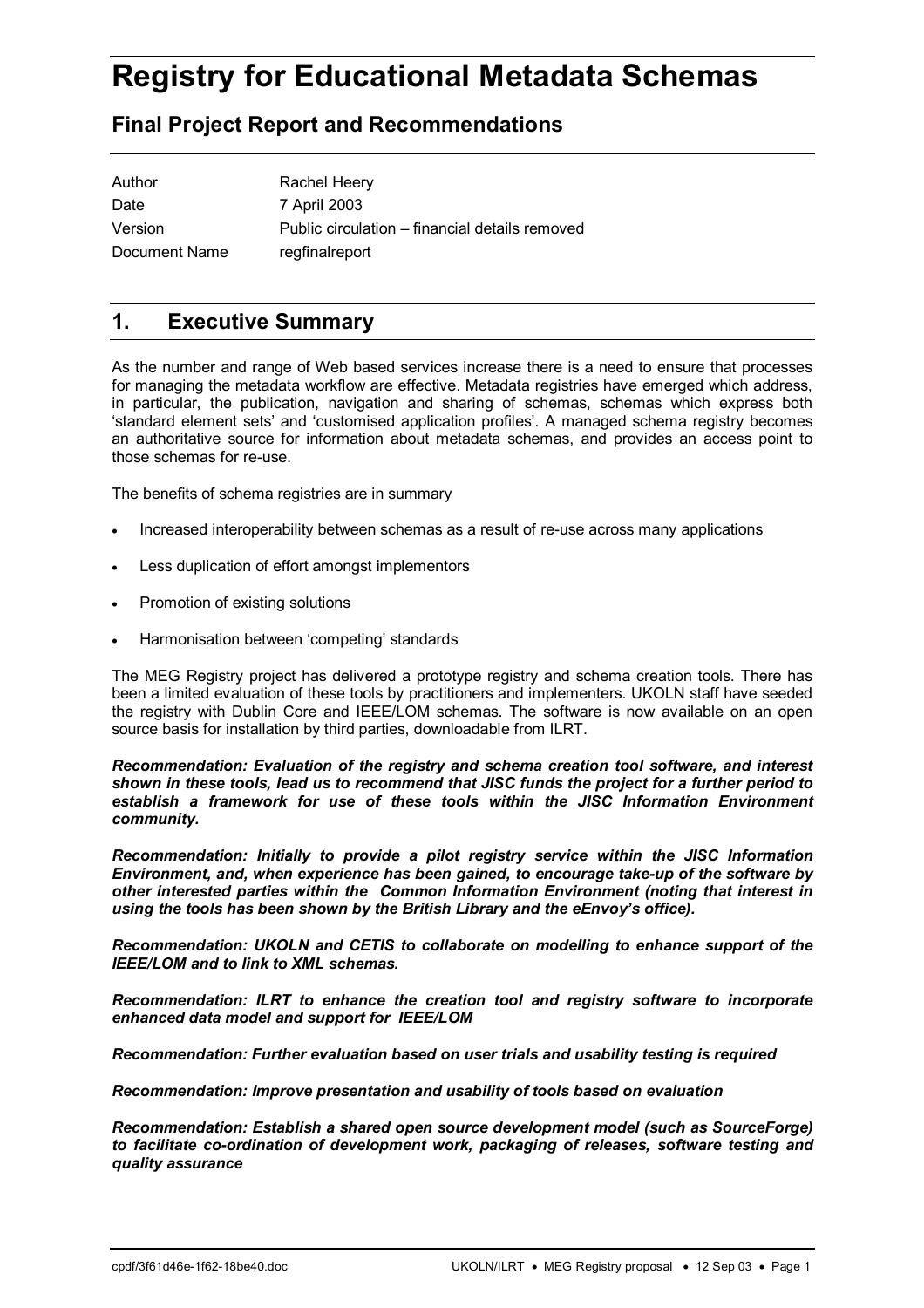# Registry for Educational Metadata Schemas

## Final Project Report and Recommendations

| | |
|---|---|
| Author | Rachel Heery |
| Date | 7 April 2003 |
| Version | Public circulation – financial details removed |
| Document Name | regfinalreport |

## 1. Executive Summary

As the number and range of Web based services increase there is a need to ensure that processes for managing the metadata workflow are effective. Metadata registries have emerged which address, in particular, the publication, navigation and sharing of schemas, schemas which express both 'standard element sets' and 'customised application profiles'. A managed schema registry becomes an authoritative source for information about metadata schemas, and provides an access point to those schemas for re-use.

The benefits of schema registries are in summary

- Increased interoperability between schemas as a result of re-use across many applications
- Less duplication of effort amongst implementors
- Promotion of existing solutions
- Harmonisation between 'competing' standards

The MEG Registry project has delivered a prototype registry and schema creation tools. There has been a limited evaluation of these tools by practitioners and implementers. UKOLN staff have seeded the registry with Dublin Core and IEEE/LOM schemas. The software is now available on an open source basis for installation by third parties, downloadable from ILRT.

***Recommendation: Evaluation of the registry and schema creation tool software, and interest shown in these tools, lead us to recommend that JISC funds the project for a further period to establish a framework for use of these tools within the JISC Information Environment community.***

***Recommendation: Initially to provide a pilot registry service within the JISC Information Environment, and, when experience has been gained, to encourage take-up of the software by other interested parties within the Common Information Environment (noting that interest in using the tools has been shown by the British Library and the eEnvoy's office).***

***Recommendation: UKOLN and CETIS to collaborate on modelling to enhance support of the IEEE/LOM and to link to XML schemas.***

***Recommendation: ILRT to enhance the creation tool and registry software to incorporate enhanced data model and support for IEEE/LOM***

***Recommendation: Further evaluation based on user trials and usability testing is required***

***Recommendation: Improve presentation and usability of tools based on evaluation***

***Recommendation: Establish a shared open source development model (such as SourceForge) to facilitate co-ordination of development work, packaging of releases, software testing and quality assurance***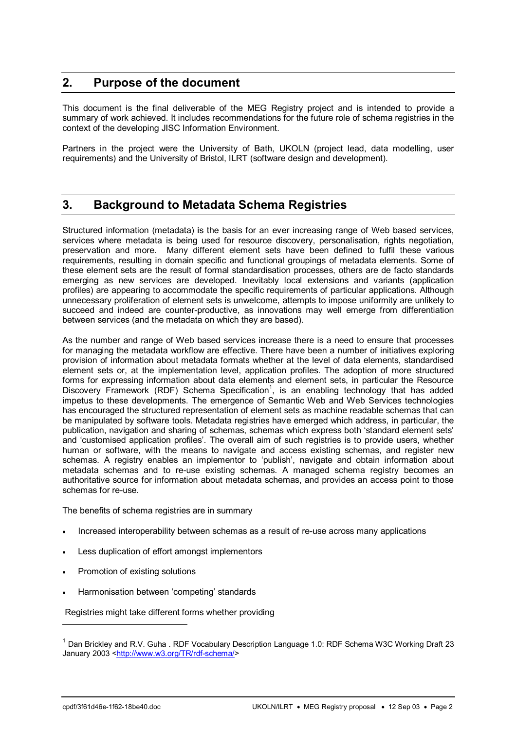## 2. Purpose of the document

This document is the final deliverable of the MEG Registry project and is intended to provide a summary of work achieved. It includes recommendations for the future role of schema registries in the context of the developing JISC Information Environment.

Partners in the project were the University of Bath, UKOLN (project lead, data modelling, user requirements) and the University of Bristol, ILRT (software design and development).

## 3. Background to Metadata Schema Registries

Structured information (metadata) is the basis for an ever increasing range of Web based services, services where metadata is being used for resource discovery, personalisation, rights negotiation, preservation and more. Many different element sets have been defined to fulfil these various requirements, resulting in domain specific and functional groupings of metadata elements. Some of these element sets are the result of formal standardisation processes, others are de facto standards emerging as new services are developed. Inevitably local extensions and variants (application profiles) are appearing to accommodate the specific requirements of particular applications. Although unnecessary proliferation of element sets is unwelcome, attempts to impose uniformity are unlikely to succeed and indeed are counter-productive, as innovations may well emerge from differentiation between services (and the metadata on which they are based).

As the number and range of Web based services increase there is a need to ensure that processes for managing the metadata workflow are effective. There have been a number of initiatives exploring provision of information about metadata formats whether at the level of data elements, standardised element sets or, at the implementation level, application profiles. The adoption of more structured forms for expressing information about data elements and element sets, in particular the Resource Discovery Framework (RDF) Schema Specification[1], is an enabling technology that has added impetus to these developments. The emergence of Semantic Web and Web Services technologies has encouraged the structured representation of element sets as machine readable schemas that can be manipulated by software tools. Metadata registries have emerged which address, in particular, the publication, navigation and sharing of schemas, schemas which express both 'standard element sets' and 'customised application profiles'. The overall aim of such registries is to provide users, whether human or software, with the means to navigate and access existing schemas, and register new schemas. A registry enables an implementor to 'publish', navigate and obtain information about metadata schemas and to re-use existing schemas. A managed schema registry becomes an authoritative source for information about metadata schemas, and provides an access point to those schemas for re-use.

The benefits of schema registries are in summary

- Increased interoperability between schemas as a result of re-use across many applications
- Less duplication of effort amongst implementors
- Promotion of existing solutions
- Harmonisation between 'competing' standards

Registries might take different forms whether providing

---

[1] Dan Brickley and R.V. Guha . RDF Vocabulary Description Language 1.0: RDF Schema W3C Working Draft 23 January 2003 <http://www.w3.org/TR/rdf-schema/>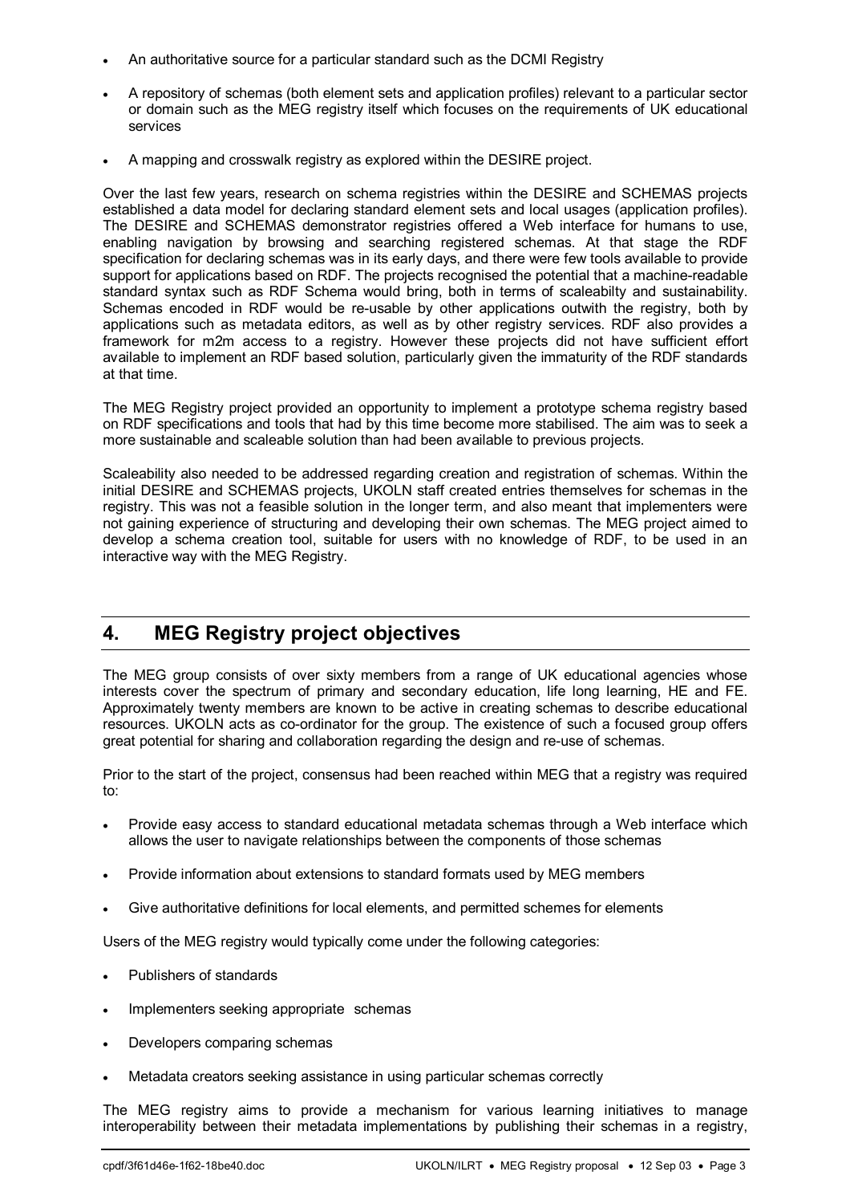- An authoritative source for a particular standard such as the DCMI Registry
- A repository of schemas (both element sets and application profiles) relevant to a particular sector or domain such as the MEG registry itself which focuses on the requirements of UK educational services
- A mapping and crosswalk registry as explored within the DESIRE project.

Over the last few years, research on schema registries within the DESIRE and SCHEMAS projects established a data model for declaring standard element sets and local usages (application profiles). The DESIRE and SCHEMAS demonstrator registries offered a Web interface for humans to use, enabling navigation by browsing and searching registered schemas. At that stage the RDF specification for declaring schemas was in its early days, and there were few tools available to provide support for applications based on RDF. The projects recognised the potential that a machine-readable standard syntax such as RDF Schema would bring, both in terms of scaleabilty and sustainability. Schemas encoded in RDF would be re-usable by other applications outwith the registry, both by applications such as metadata editors, as well as by other registry services. RDF also provides a framework for m2m access to a registry. However these projects did not have sufficient effort available to implement an RDF based solution, particularly given the immaturity of the RDF standards at that time.

The MEG Registry project provided an opportunity to implement a prototype schema registry based on RDF specifications and tools that had by this time become more stabilised. The aim was to seek a more sustainable and scaleable solution than had been available to previous projects.

Scaleability also needed to be addressed regarding creation and registration of schemas. Within the initial DESIRE and SCHEMAS projects, UKOLN staff created entries themselves for schemas in the registry. This was not a feasible solution in the longer term, and also meant that implementers were not gaining experience of structuring and developing their own schemas. The MEG project aimed to develop a schema creation tool, suitable for users with no knowledge of RDF, to be used in an interactive way with the MEG Registry.

## 4. MEG Registry project objectives

The MEG group consists of over sixty members from a range of UK educational agencies whose interests cover the spectrum of primary and secondary education, life long learning, HE and FE. Approximately twenty members are known to be active in creating schemas to describe educational resources. UKOLN acts as co-ordinator for the group. The existence of such a focused group offers great potential for sharing and collaboration regarding the design and re-use of schemas.

Prior to the start of the project, consensus had been reached within MEG that a registry was required to:

- Provide easy access to standard educational metadata schemas through a Web interface which allows the user to navigate relationships between the components of those schemas
- Provide information about extensions to standard formats used by MEG members
- Give authoritative definitions for local elements, and permitted schemes for elements

Users of the MEG registry would typically come under the following categories:

- Publishers of standards
- Implementers seeking appropriate schemas
- Developers comparing schemas
- Metadata creators seeking assistance in using particular schemas correctly

The MEG registry aims to provide a mechanism for various learning initiatives to manage interoperability between their metadata implementations by publishing their schemas in a registry,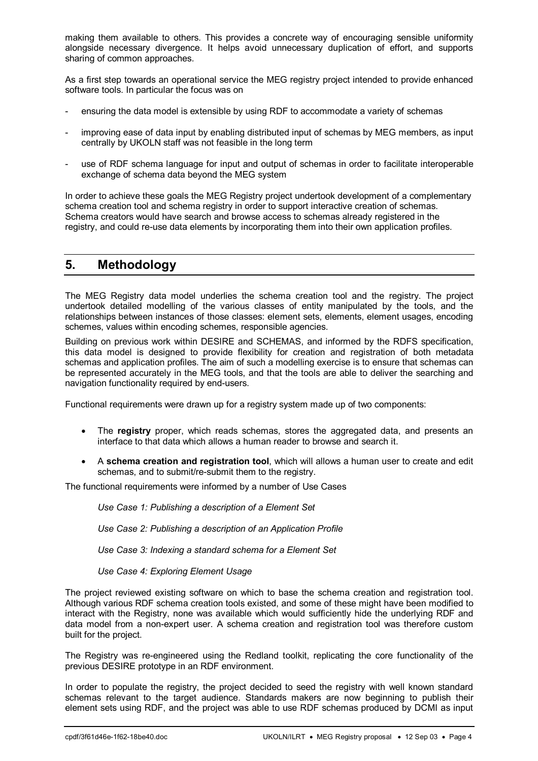making them available to others. This provides a concrete way of encouraging sensible uniformity alongside necessary divergence. It helps avoid unnecessary duplication of effort, and supports sharing of common approaches.

As a first step towards an operational service the MEG registry project intended to provide enhanced software tools. In particular the focus was on

- ensuring the data model is extensible by using RDF to accommodate a variety of schemas
- improving ease of data input by enabling distributed input of schemas by MEG members, as input centrally by UKOLN staff was not feasible in the long term
- use of RDF schema language for input and output of schemas in order to facilitate interoperable exchange of schema data beyond the MEG system

In order to achieve these goals the MEG Registry project undertook development of a complementary schema creation tool and schema registry in order to support interactive creation of schemas. Schema creators would have search and browse access to schemas already registered in the registry, and could re-use data elements by incorporating them into their own application profiles.

## 5. Methodology

The MEG Registry data model underlies the schema creation tool and the registry. The project undertook detailed modelling of the various classes of entity manipulated by the tools, and the relationships between instances of those classes: element sets, elements, element usages, encoding schemes, values within encoding schemes, responsible agencies.

Building on previous work within DESIRE and SCHEMAS, and informed by the RDFS specification, this data model is designed to provide flexibility for creation and registration of both metadata schemas and application profiles. The aim of such a modelling exercise is to ensure that schemas can be represented accurately in the MEG tools, and that the tools are able to deliver the searching and navigation functionality required by end-users.

Functional requirements were drawn up for a registry system made up of two components:

- The **registry** proper, which reads schemas, stores the aggregated data, and presents an interface to that data which allows a human reader to browse and search it.
- A **schema creation and registration tool**, which will allows a human user to create and edit schemas, and to submit/re-submit them to the registry.

The functional requirements were informed by a number of Use Cases

*Use Case 1: Publishing a description of a Element Set*

*Use Case 2: Publishing a description of an Application Profile*

*Use Case 3: Indexing a standard schema for a Element Set*

*Use Case 4: Exploring Element Usage*

The project reviewed existing software on which to base the schema creation and registration tool. Although various RDF schema creation tools existed, and some of these might have been modified to interact with the Registry, none was available which would sufficiently hide the underlying RDF and data model from a non-expert user. A schema creation and registration tool was therefore custom built for the project.

The Registry was re-engineered using the Redland toolkit, replicating the core functionality of the previous DESIRE prototype in an RDF environment.

In order to populate the registry, the project decided to seed the registry with well known standard schemas relevant to the target audience. Standards makers are now beginning to publish their element sets using RDF, and the project was able to use RDF schemas produced by DCMI as input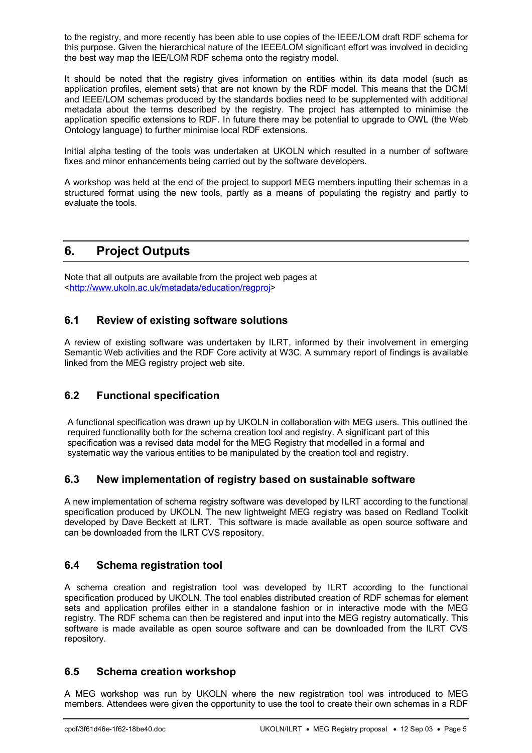to the registry, and more recently has been able to use copies of the IEEE/LOM draft RDF schema for this purpose. Given the hierarchical nature of the IEEE/LOM significant effort was involved in deciding the best way map the IEE/LOM RDF schema onto the registry model.

It should be noted that the registry gives information on entities within its data model (such as application profiles, element sets) that are not known by the RDF model. This means that the DCMI and IEEE/LOM schemas produced by the standards bodies need to be supplemented with additional metadata about the terms described by the registry. The project has attempted to minimise the application specific extensions to RDF. In future there may be potential to upgrade to OWL (the Web Ontology language) to further minimise local RDF extensions.

Initial alpha testing of the tools was undertaken at UKOLN which resulted in a number of software fixes and minor enhancements being carried out by the software developers.

A workshop was held at the end of the project to support MEG members inputting their schemas in a structured format using the new tools, partly as a means of populating the registry and partly to evaluate the tools.

# 6. Project Outputs

Note that all outputs are available from the project web pages at <http://www.ukoln.ac.uk/metadata/education/regproj>

## 6.1 Review of existing software solutions

A review of existing software was undertaken by ILRT, informed by their involvement in emerging Semantic Web activities and the RDF Core activity at W3C. A summary report of findings is available linked from the MEG registry project web site.

## 6.2 Functional specification

A functional specification was drawn up by UKOLN in collaboration with MEG users. This outlined the required functionality both for the schema creation tool and registry. A significant part of this specification was a revised data model for the MEG Registry that modelled in a formal and systematic way the various entities to be manipulated by the creation tool and registry.

## 6.3 New implementation of registry based on sustainable software

A new implementation of schema registry software was developed by ILRT according to the functional specification produced by UKOLN. The new lightweight MEG registry was based on Redland Toolkit developed by Dave Beckett at ILRT. This software is made available as open source software and can be downloaded from the ILRT CVS repository.

## 6.4 Schema registration tool

A schema creation and registration tool was developed by ILRT according to the functional specification produced by UKOLN. The tool enables distributed creation of RDF schemas for element sets and application profiles either in a standalone fashion or in interactive mode with the MEG registry. The RDF schema can then be registered and input into the MEG registry automatically. This software is made available as open source software and can be downloaded from the ILRT CVS repository.

## 6.5 Schema creation workshop

A MEG workshop was run by UKOLN where the new registration tool was introduced to MEG members. Attendees were given the opportunity to use the tool to create their own schemas in a RDF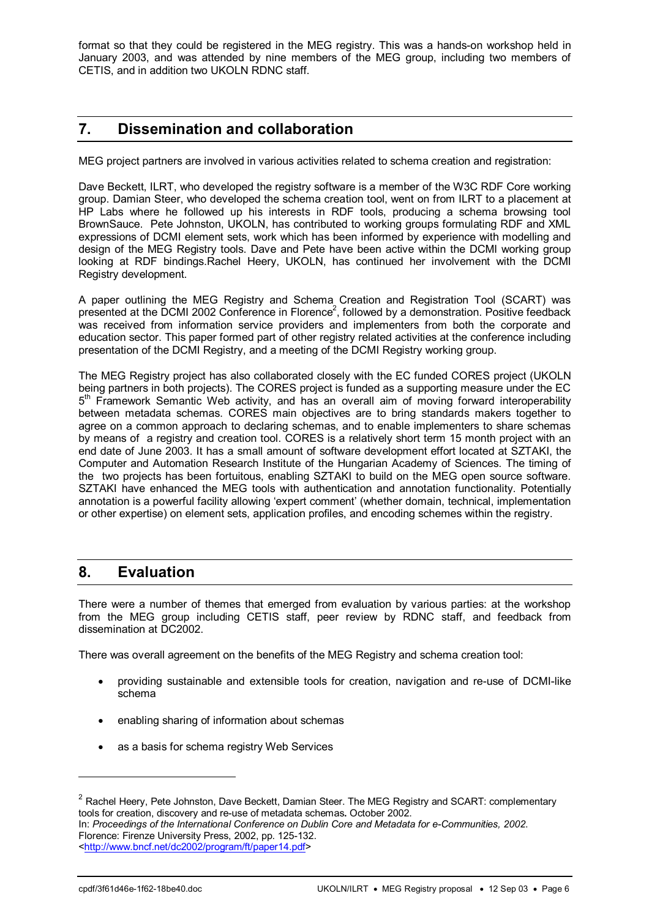format so that they could be registered in the MEG registry. This was a hands-on workshop held in January 2003, and was attended by nine members of the MEG group, including two members of CETIS, and in addition two UKOLN RDNC staff.

## 7. Dissemination and collaboration

MEG project partners are involved in various activities related to schema creation and registration:

Dave Beckett, ILRT, who developed the registry software is a member of the W3C RDF Core working group. Damian Steer, who developed the schema creation tool, went on from ILRT to a placement at HP Labs where he followed up his interests in RDF tools, producing a schema browsing tool BrownSauce. Pete Johnston, UKOLN, has contributed to working groups formulating RDF and XML expressions of DCMI element sets, work which has been informed by experience with modelling and design of the MEG Registry tools. Dave and Pete have been active within the DCMI working group looking at RDF bindings.Rachel Heery, UKOLN, has continued her involvement with the DCMI Registry development.

A paper outlining the MEG Registry and Schema Creation and Registration Tool (SCART) was presented at the DCMI 2002 Conference in Florence[2], followed by a demonstration. Positive feedback was received from information service providers and implementers from both the corporate and education sector. This paper formed part of other registry related activities at the conference including presentation of the DCMI Registry, and a meeting of the DCMI Registry working group.

The MEG Registry project has also collaborated closely with the EC funded CORES project (UKOLN being partners in both projects). The CORES project is funded as a supporting measure under the EC 5th Framework Semantic Web activity, and has an overall aim of moving forward interoperability between metadata schemas. CORES main objectives are to bring standards makers together to agree on a common approach to declaring schemas, and to enable implementers to share schemas by means of a registry and creation tool. CORES is a relatively short term 15 month project with an end date of June 2003. It has a small amount of software development effort located at SZTAKI, the Computer and Automation Research Institute of the Hungarian Academy of Sciences. The timing of the two projects has been fortuitous, enabling SZTAKI to build on the MEG open source software. SZTAKI have enhanced the MEG tools with authentication and annotation functionality. Potentially annotation is a powerful facility allowing 'expert comment' (whether domain, technical, implementation or other expertise) on element sets, application profiles, and encoding schemes within the registry.

## 8. Evaluation

There were a number of themes that emerged from evaluation by various parties: at the workshop from the MEG group including CETIS staff, peer review by RDNC staff, and feedback from dissemination at DC2002.

There was overall agreement on the benefits of the MEG Registry and schema creation tool:

- providing sustainable and extensible tools for creation, navigation and re-use of DCMI-like schema
- enabling sharing of information about schemas
- as a basis for schema registry Web Services

---

[2] Rachel Heery, Pete Johnston, Dave Beckett, Damian Steer. The MEG Registry and SCART: complementary tools for creation, discovery and re-use of metadata schemas**.** October 2002.
In: *Proceedings of the International Conference on Dublin Core and Metadata for e-Communities, 2002*. Florence: Firenze University Press, 2002, pp. 125-132.
<http://www.bncf.net/dc2002/program/ft/paper14.pdf>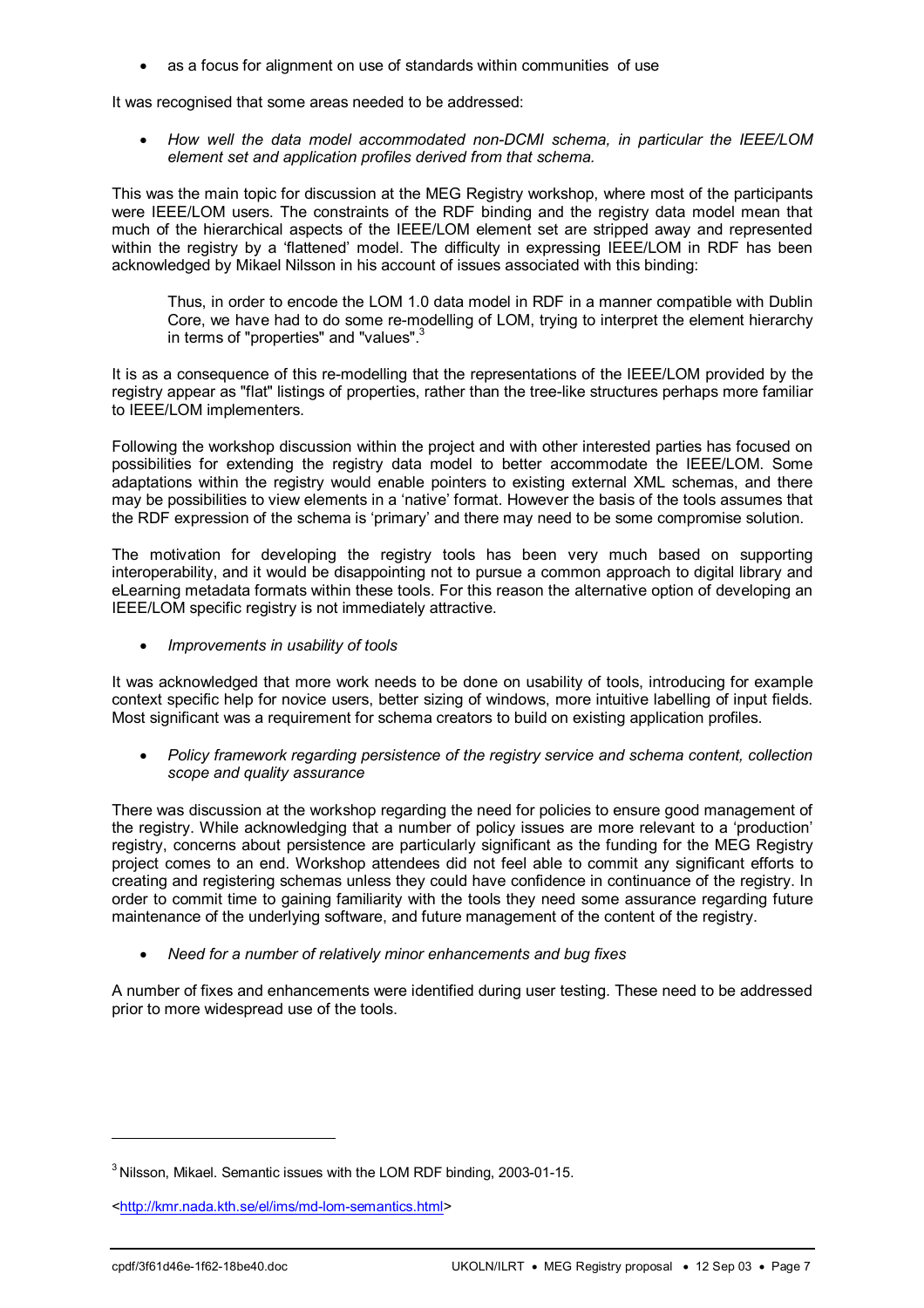- as a focus for alignment on use of standards within communities of use

It was recognised that some areas needed to be addressed:

- *How well the data model accommodated non-DCMI schema, in particular the IEEE/LOM element set and application profiles derived from that schema.*

This was the main topic for discussion at the MEG Registry workshop, where most of the participants were IEEE/LOM users. The constraints of the RDF binding and the registry data model mean that much of the hierarchical aspects of the IEEE/LOM element set are stripped away and represented within the registry by a 'flattened' model. The difficulty in expressing IEEE/LOM in RDF has been acknowledged by Mikael Nilsson in his account of issues associated with this binding:

> Thus, in order to encode the LOM 1.0 data model in RDF in a manner compatible with Dublin Core, we have had to do some re-modelling of LOM, trying to interpret the element hierarchy in terms of "properties" and "values".[3]

It is as a consequence of this re-modelling that the representations of the IEEE/LOM provided by the registry appear as "flat" listings of properties, rather than the tree-like structures perhaps more familiar to IEEE/LOM implementers.

Following the workshop discussion within the project and with other interested parties has focused on possibilities for extending the registry data model to better accommodate the IEEE/LOM. Some adaptations within the registry would enable pointers to existing external XML schemas, and there may be possibilities to view elements in a 'native' format. However the basis of the tools assumes that the RDF expression of the schema is 'primary' and there may need to be some compromise solution.

The motivation for developing the registry tools has been very much based on supporting interoperability, and it would be disappointing not to pursue a common approach to digital library and eLearning metadata formats within these tools. For this reason the alternative option of developing an IEEE/LOM specific registry is not immediately attractive.

- *Improvements in usability of tools*

It was acknowledged that more work needs to be done on usability of tools, introducing for example context specific help for novice users, better sizing of windows, more intuitive labelling of input fields. Most significant was a requirement for schema creators to build on existing application profiles.

- *Policy framework regarding persistence of the registry service and schema content, collection scope and quality assurance*

There was discussion at the workshop regarding the need for policies to ensure good management of the registry. While acknowledging that a number of policy issues are more relevant to a 'production' registry, concerns about persistence are particularly significant as the funding for the MEG Registry project comes to an end. Workshop attendees did not feel able to commit any significant efforts to creating and registering schemas unless they could have confidence in continuance of the registry. In order to commit time to gaining familiarity with the tools they need some assurance regarding future maintenance of the underlying software, and future management of the content of the registry.

- *Need for a number of relatively minor enhancements and bug fixes*

A number of fixes and enhancements were identified during user testing. These need to be addressed prior to more widespread use of the tools.

---

[3] Nilsson, Mikael. Semantic issues with the LOM RDF binding, 2003-01-15.

<http://kmr.nada.kth.se/el/ims/md-lom-semantics.html>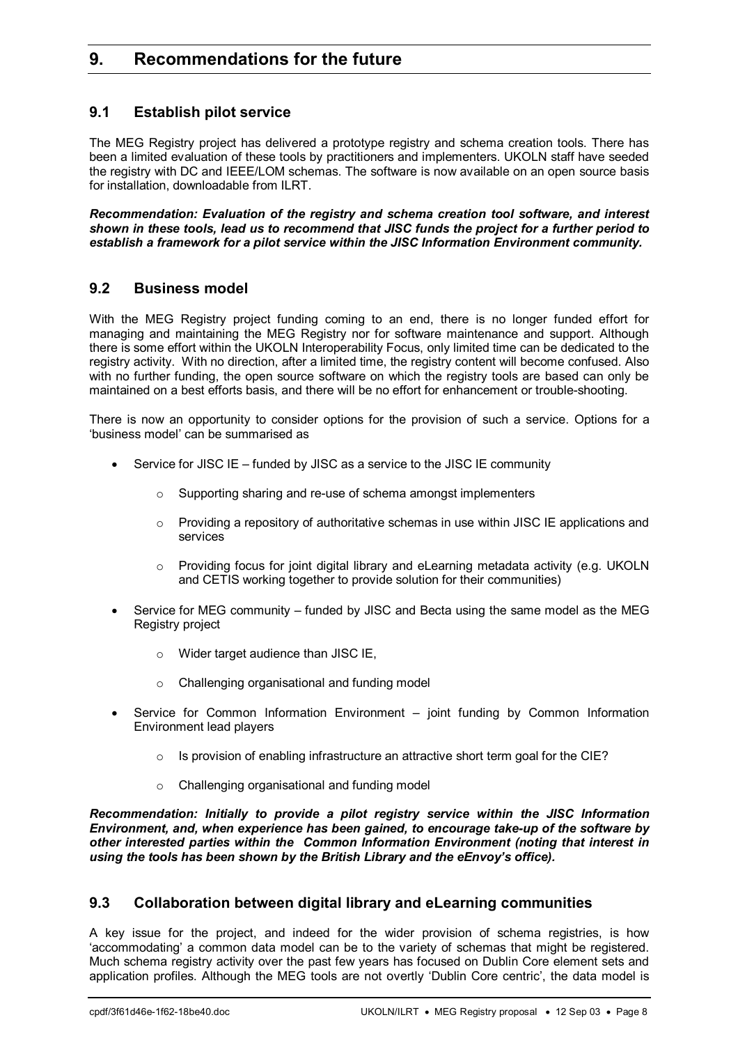# 9. Recommendations for the future

## 9.1 Establish pilot service

The MEG Registry project has delivered a prototype registry and schema creation tools. There has been a limited evaluation of these tools by practitioners and implementers. UKOLN staff have seeded the registry with DC and IEEE/LOM schemas. The software is now available on an open source basis for installation, downloadable from ILRT.

***Recommendation: Evaluation of the registry and schema creation tool software, and interest shown in these tools, lead us to recommend that JISC funds the project for a further period to establish a framework for a pilot service within the JISC Information Environment community.***

## 9.2 Business model

With the MEG Registry project funding coming to an end, there is no longer funded effort for managing and maintaining the MEG Registry nor for software maintenance and support. Although there is some effort within the UKOLN Interoperability Focus, only limited time can be dedicated to the registry activity. With no direction, after a limited time, the registry content will become confused. Also with no further funding, the open source software on which the registry tools are based can only be maintained on a best efforts basis, and there will be no effort for enhancement or trouble-shooting.

There is now an opportunity to consider options for the provision of such a service. Options for a 'business model' can be summarised as

- Service for JISC IE – funded by JISC as a service to the JISC IE community
    - Supporting sharing and re-use of schema amongst implementers
    - Providing a repository of authoritative schemas in use within JISC IE applications and services
    - Providing focus for joint digital library and eLearning metadata activity (e.g. UKOLN and CETIS working together to provide solution for their communities)
- Service for MEG community – funded by JISC and Becta using the same model as the MEG Registry project
    - Wider target audience than JISC IE,
    - Challenging organisational and funding model
- Service for Common Information Environment – joint funding by Common Information Environment lead players
    - Is provision of enabling infrastructure an attractive short term goal for the CIE?
    - Challenging organisational and funding model

***Recommendation: Initially to provide a pilot registry service within the JISC Information Environment, and, when experience has been gained, to encourage take-up of the software by other interested parties within the Common Information Environment (noting that interest in using the tools has been shown by the British Library and the eEnvoy's office).***

## 9.3 Collaboration between digital library and eLearning communities

A key issue for the project, and indeed for the wider provision of schema registries, is how 'accommodating' a common data model can be to the variety of schemas that might be registered. Much schema registry activity over the past few years has focused on Dublin Core element sets and application profiles. Although the MEG tools are not overtly 'Dublin Core centric', the data model is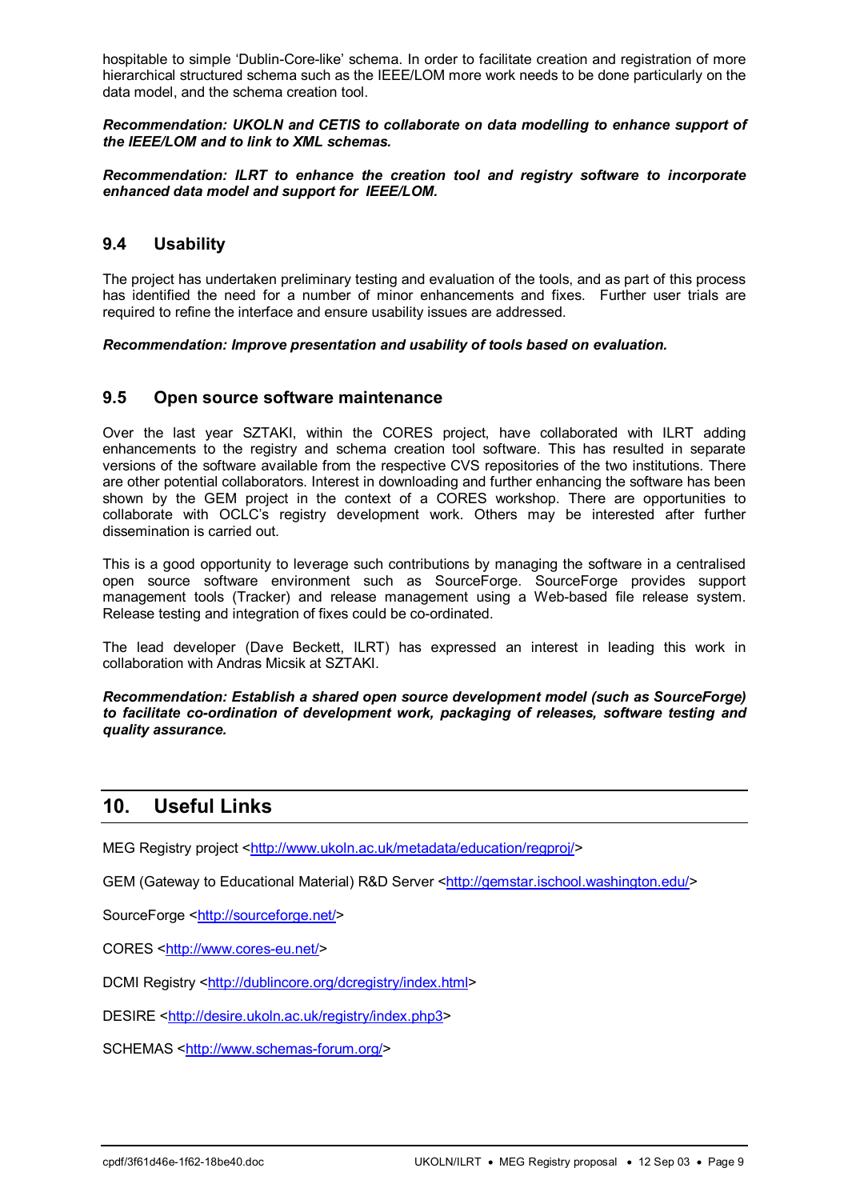hospitable to simple 'Dublin-Core-like' schema. In order to facilitate creation and registration of more hierarchical structured schema such as the IEEE/LOM more work needs to be done particularly on the data model, and the schema creation tool.

***Recommendation: UKOLN and CETIS to collaborate on data modelling to enhance support of the IEEE/LOM and to link to XML schemas.***

***Recommendation: ILRT to enhance the creation tool and registry software to incorporate enhanced data model and support for IEEE/LOM.***

## 9.4 Usability

The project has undertaken preliminary testing and evaluation of the tools, and as part of this process has identified the need for a number of minor enhancements and fixes. Further user trials are required to refine the interface and ensure usability issues are addressed.

***Recommendation: Improve presentation and usability of tools based on evaluation.***

## 9.5 Open source software maintenance

Over the last year SZTAKI, within the CORES project, have collaborated with ILRT adding enhancements to the registry and schema creation tool software. This has resulted in separate versions of the software available from the respective CVS repositories of the two institutions. There are other potential collaborators. Interest in downloading and further enhancing the software has been shown by the GEM project in the context of a CORES workshop. There are opportunities to collaborate with OCLC's registry development work. Others may be interested after further dissemination is carried out.

This is a good opportunity to leverage such contributions by managing the software in a centralised open source software environment such as SourceForge. SourceForge provides support management tools (Tracker) and release management using a Web-based file release system. Release testing and integration of fixes could be co-ordinated.

The lead developer (Dave Beckett, ILRT) has expressed an interest in leading this work in collaboration with Andras Micsik at SZTAKI.

***Recommendation: Establish a shared open source development model (such as SourceForge) to facilitate co-ordination of development work, packaging of releases, software testing and quality assurance.***

# 10. Useful Links

MEG Registry project <http://www.ukoln.ac.uk/metadata/education/regproj/>

GEM (Gateway to Educational Material) R&D Server <http://gemstar.ischool.washington.edu/>

SourceForge <http://sourceforge.net/>

CORES <http://www.cores-eu.net/>

DCMI Registry <http://dublincore.org/dcregistry/index.html>

DESIRE <http://desire.ukoln.ac.uk/registry/index.php3>

SCHEMAS <http://www.schemas-forum.org/>